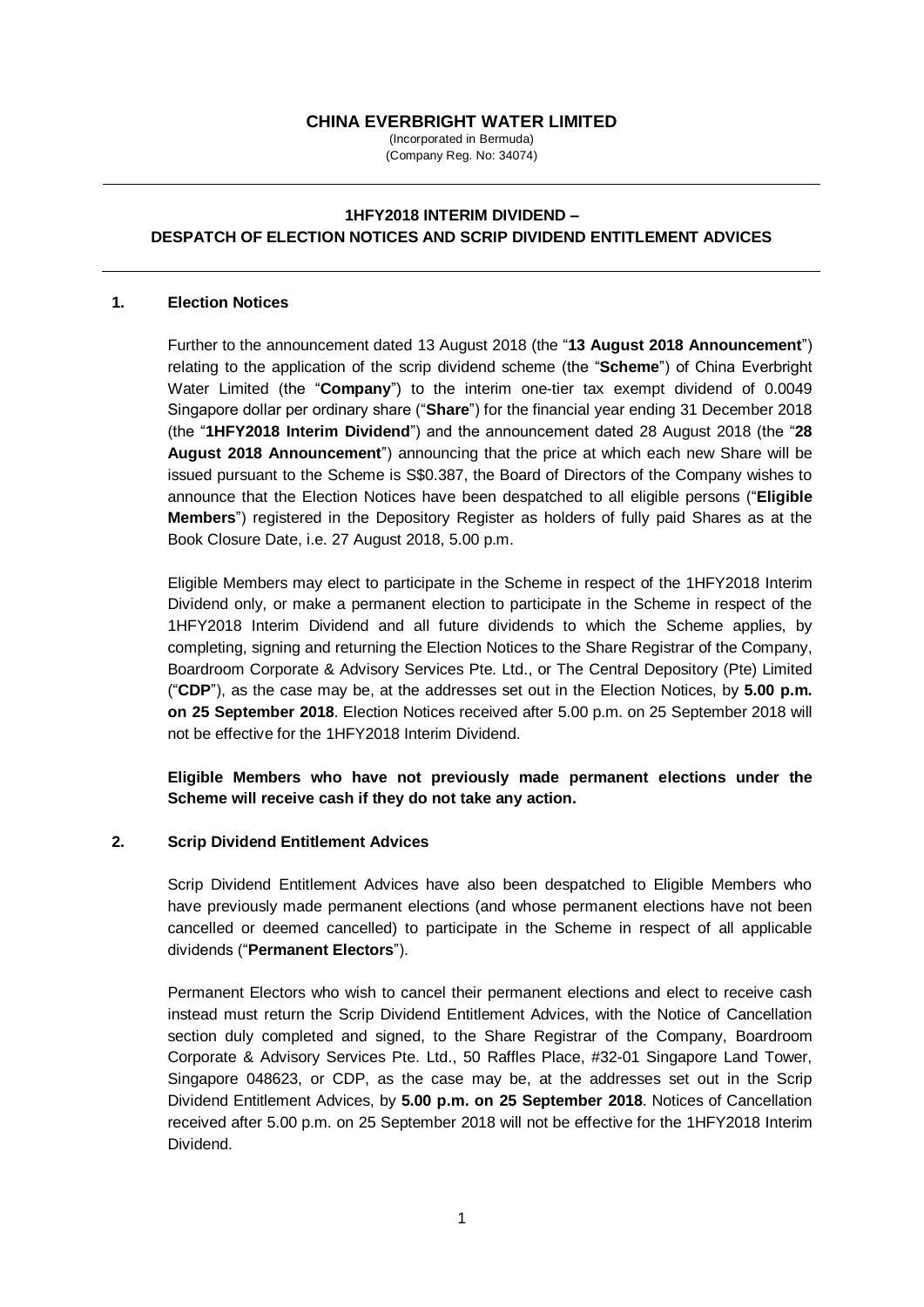# CHINA EVERBRIGHT WATER LIMITED

(Incorporated in Bermuda)
(Company Reg. No: 34074)

---

## 1HFY2018 INTERIM DIVIDEND – DESPATCH OF ELECTION NOTICES AND SCRIP DIVIDEND ENTITLEMENT ADVICES

---

### 1. Election Notices

Further to the announcement dated 13 August 2018 (the "**13 August 2018 Announcement**") relating to the application of the scrip dividend scheme (the "**Scheme**") of China Everbright Water Limited (the "**Company**") to the interim one-tier tax exempt dividend of 0.0049 Singapore dollar per ordinary share ("**Share**") for the financial year ending 31 December 2018 (the "**1HFY2018 Interim Dividend**") and the announcement dated 28 August 2018 (the "**28 August 2018 Announcement**") announcing that the price at which each new Share will be issued pursuant to the Scheme is S$0.387, the Board of Directors of the Company wishes to announce that the Election Notices have been despatched to all eligible persons ("**Eligible Members**") registered in the Depository Register as holders of fully paid Shares as at the Book Closure Date, i.e. 27 August 2018, 5.00 p.m.

Eligible Members may elect to participate in the Scheme in respect of the 1HFY2018 Interim Dividend only, or make a permanent election to participate in the Scheme in respect of the 1HFY2018 Interim Dividend and all future dividends to which the Scheme applies, by completing, signing and returning the Election Notices to the Share Registrar of the Company, Boardroom Corporate & Advisory Services Pte. Ltd., or The Central Depository (Pte) Limited ("**CDP**"), as the case may be, at the addresses set out in the Election Notices, by **5.00 p.m. on 25 September 2018**. Election Notices received after 5.00 p.m. on 25 September 2018 will not be effective for the 1HFY2018 Interim Dividend.

**Eligible Members who have not previously made permanent elections under the Scheme will receive cash if they do not take any action.**

### 2. Scrip Dividend Entitlement Advices

Scrip Dividend Entitlement Advices have also been despatched to Eligible Members who have previously made permanent elections (and whose permanent elections have not been cancelled or deemed cancelled) to participate in the Scheme in respect of all applicable dividends ("**Permanent Electors**").

Permanent Electors who wish to cancel their permanent elections and elect to receive cash instead must return the Scrip Dividend Entitlement Advices, with the Notice of Cancellation section duly completed and signed, to the Share Registrar of the Company, Boardroom Corporate & Advisory Services Pte. Ltd., 50 Raffles Place, #32-01 Singapore Land Tower, Singapore 048623, or CDP, as the case may be, at the addresses set out in the Scrip Dividend Entitlement Advices, by **5.00 p.m. on 25 September 2018**. Notices of Cancellation received after 5.00 p.m. on 25 September 2018 will not be effective for the 1HFY2018 Interim Dividend.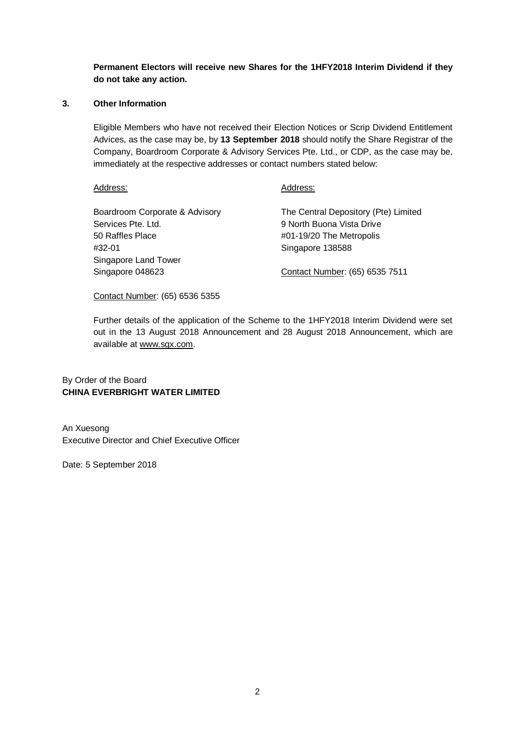**Permanent Electors will receive new Shares for the 1HFY2018 Interim Dividend if they do not take any action.**

## 3. Other Information

Eligible Members who have not received their Election Notices or Scrip Dividend Entitlement Advices, as the case may be, by **13 September 2018** should notify the Share Registrar of the Company, Boardroom Corporate & Advisory Services Pte. Ltd., or CDP, as the case may be, immediately at the respective addresses or contact numbers stated below:

<u>Address:</u>

Boardroom Corporate & Advisory Services Pte. Ltd.
50 Raffles Place
#32-01
Singapore Land Tower
Singapore 048623

<u>Contact Number</u>: (65) 6536 5355

<u>Address:</u>

The Central Depository (Pte) Limited
9 North Buona Vista Drive
#01-19/20 The Metropolis
Singapore 138588

<u>Contact Number</u>: (65) 6535 7511

Further details of the application of the Scheme to the 1HFY2018 Interim Dividend were set out in the 13 August 2018 Announcement and 28 August 2018 Announcement, which are available at www.sgx.com.

By Order of the Board
**CHINA EVERBRIGHT WATER LIMITED**

An Xuesong
Executive Director and Chief Executive Officer

Date: 5 September 2018